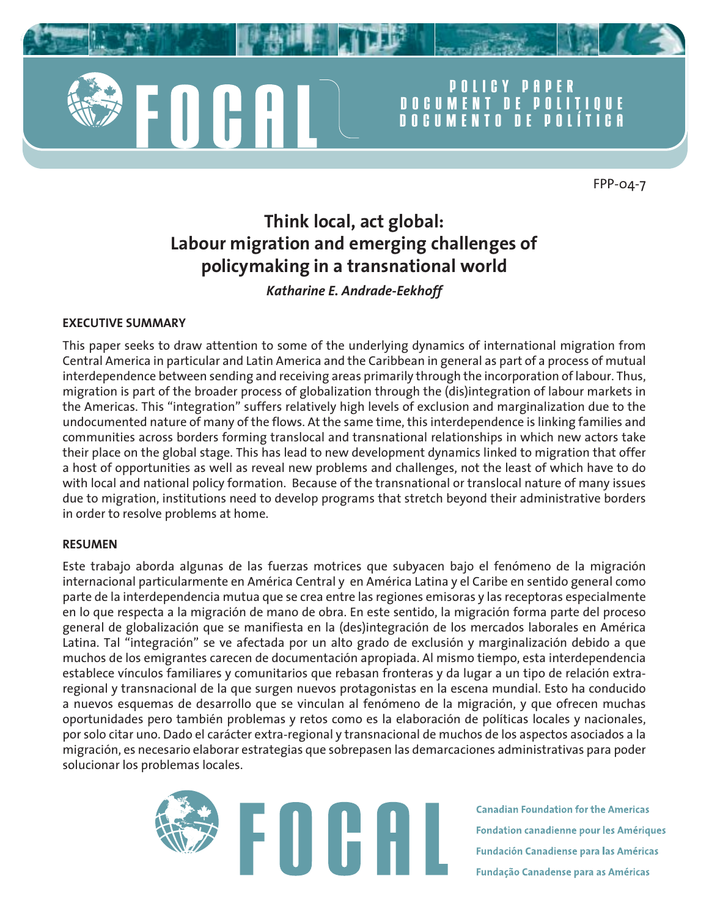FOCAL

POLICY PAPER
DOCUMENT DE POLITIQUE
DOCUMENTO DE POLÍTICA

FPP-04-7

# Think local, act global: Labour migration and emerging challenges of policymaking in a transnational world

***Katharine E. Andrade-Eekhoff***

## EXECUTIVE SUMMARY

This paper seeks to draw attention to some of the underlying dynamics of international migration from Central America in particular and Latin America and the Caribbean in general as part of a process of mutual interdependence between sending and receiving areas primarily through the incorporation of labour. Thus, migration is part of the broader process of globalization through the (dis)integration of labour markets in the Americas. This "integration" suffers relatively high levels of exclusion and marginalization due to the undocumented nature of many of the flows. At the same time, this interdependence is linking families and communities across borders forming translocal and transnational relationships in which new actors take their place on the global stage. This has lead to new development dynamics linked to migration that offer a host of opportunities as well as reveal new problems and challenges, not the least of which have to do with local and national policy formation. Because of the transnational or translocal nature of many issues due to migration, institutions need to develop programs that stretch beyond their administrative borders in order to resolve problems at home.

## RESUMEN

Este trabajo aborda algunas de las fuerzas motrices que subyacen bajo el fenómeno de la migración internacional particularmente en América Central y en América Latina y el Caribe en sentido general como parte de la interdependencia mutua que se crea entre las regiones emisoras y las receptoras especialmente en lo que respecta a la migración de mano de obra. En este sentido, la migración forma parte del proceso general de globalización que se manifiesta en la (des)integración de los mercados laborales en América Latina. Tal "integración" se ve afectada por un alto grado de exclusión y marginalización debido a que muchos de los emigrantes carecen de documentación apropiada. Al mismo tiempo, esta interdependencia establece vínculos familiares y comunitarios que rebasan fronteras y da lugar a un tipo de relación extra-regional y transnacional de la que surgen nuevos protagonistas en la escena mundial. Esto ha conducido a nuevos esquemas de desarrollo que se vinculan al fenómeno de la migración, y que ofrecen muchas oportunidades pero también problemas y retos como es la elaboración de políticas locales y nacionales, por solo citar uno. Dado el carácter extra-regional y transnacional de muchos de los aspectos asociados a la migración, es necesario elaborar estrategias que sobrepasen las demarcaciones administrativas para poder solucionar los problemas locales.

FOCAL

Canadian Foundation for the Americas
Fondation canadienne pour les Amériques
Fundación Canadiense para las Américas
Fundação Canadense para as Américas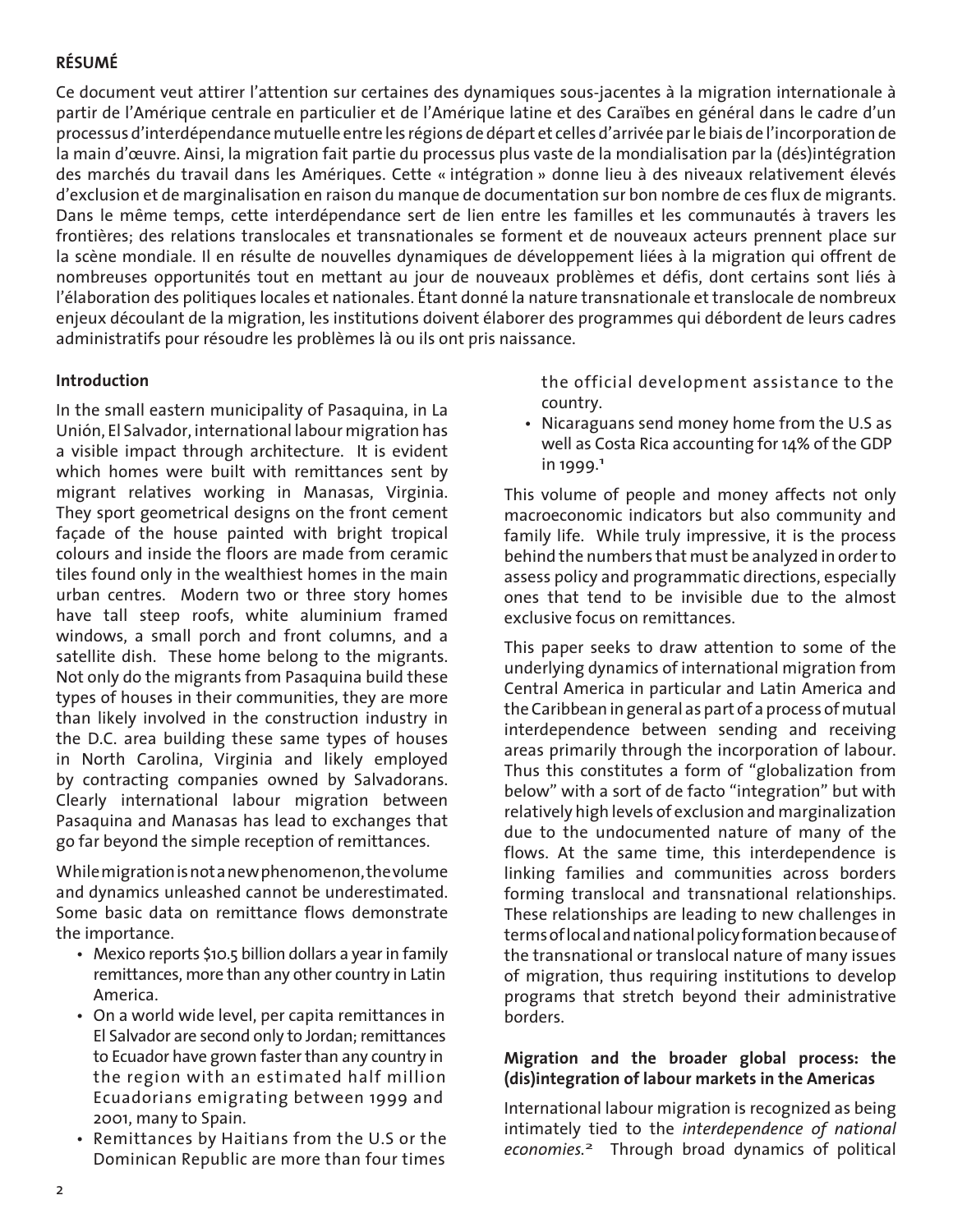**RÉSUMÉ**

Ce document veut attirer l'attention sur certaines des dynamiques sous-jacentes à la migration internationale à partir de l'Amérique centrale en particulier et de l'Amérique latine et des Caraïbes en général dans le cadre d'un processus d'interdépendance mutuelle entre les régions de départ et celles d'arrivée par le biais de l'incorporation de la main d'œuvre. Ainsi, la migration fait partie du processus plus vaste de la mondialisation par la (dés)intégration des marchés du travail dans les Amériques. Cette « intégration » donne lieu à des niveaux relativement élevés d'exclusion et de marginalisation en raison du manque de documentation sur bon nombre de ces flux de migrants. Dans le même temps, cette interdépendance sert de lien entre les familles et les communautés à travers les frontières; des relations translocales et transnationales se forment et de nouveaux acteurs prennent place sur la scène mondiale. Il en résulte de nouvelles dynamiques de développement liées à la migration qui offrent de nombreuses opportunités tout en mettant au jour de nouveaux problèmes et défis, dont certains sont liés à l'élaboration des politiques locales et nationales. Étant donné la nature transnationale et translocale de nombreux enjeux découlant de la migration, les institutions doivent élaborer des programmes qui débordent de leurs cadres administratifs pour résoudre les problèmes là ou ils ont pris naissance.

**Introduction**

In the small eastern municipality of Pasaquina, in La Unión, El Salvador, international labour migration has a visible impact through architecture. It is evident which homes were built with remittances sent by migrant relatives working in Manasas, Virginia. They sport geometrical designs on the front cement façade of the house painted with bright tropical colours and inside the floors are made from ceramic tiles found only in the wealthiest homes in the main urban centres. Modern two or three story homes have tall steep roofs, white aluminium framed windows, a small porch and front columns, and a satellite dish. These home belong to the migrants. Not only do the migrants from Pasaquina build these types of houses in their communities, they are more than likely involved in the construction industry in the D.C. area building these same types of houses in North Carolina, Virginia and likely employed by contracting companies owned by Salvadorans. Clearly international labour migration between Pasaquina and Manasas has lead to exchanges that go far beyond the simple reception of remittances.

While migration is not a new phenomenon, the volume and dynamics unleashed cannot be underestimated. Some basic data on remittance flows demonstrate the importance.

- Mexico reports $10.5 billion dollars a year in family remittances, more than any other country in Latin America.
- On a world wide level, per capita remittances in El Salvador are second only to Jordan; remittances to Ecuador have grown faster than any country in the region with an estimated half million Ecuadorians emigrating between 1999 and 2001, many to Spain.
- Remittances by Haitians from the U.S or the Dominican Republic are more than four times the official development assistance to the country.
- Nicaraguans send money home from the U.S as well as Costa Rica accounting for 14% of the GDP in 1999.[1]

This volume of people and money affects not only macroeconomic indicators but also community and family life. While truly impressive, it is the process behind the numbers that must be analyzed in order to assess policy and programmatic directions, especially ones that tend to be invisible due to the almost exclusive focus on remittances.

This paper seeks to draw attention to some of the underlying dynamics of international migration from Central America in particular and Latin America and the Caribbean in general as part of a process of mutual interdependence between sending and receiving areas primarily through the incorporation of labour. Thus this constitutes a form of "globalization from below" with a sort of de facto "integration" but with relatively high levels of exclusion and marginalization due to the undocumented nature of many of the flows. At the same time, this interdependence is linking families and communities across borders forming translocal and transnational relationships. These relationships are leading to new challenges in terms of local and national policy formation because of the transnational or translocal nature of many issues of migration, thus requiring institutions to develop programs that stretch beyond their administrative borders.

**Migration and the broader global process: the (dis)integration of labour markets in the Americas**

International labour migration is recognized as being intimately tied to the *interdependence of national economies.*[2] Through broad dynamics of political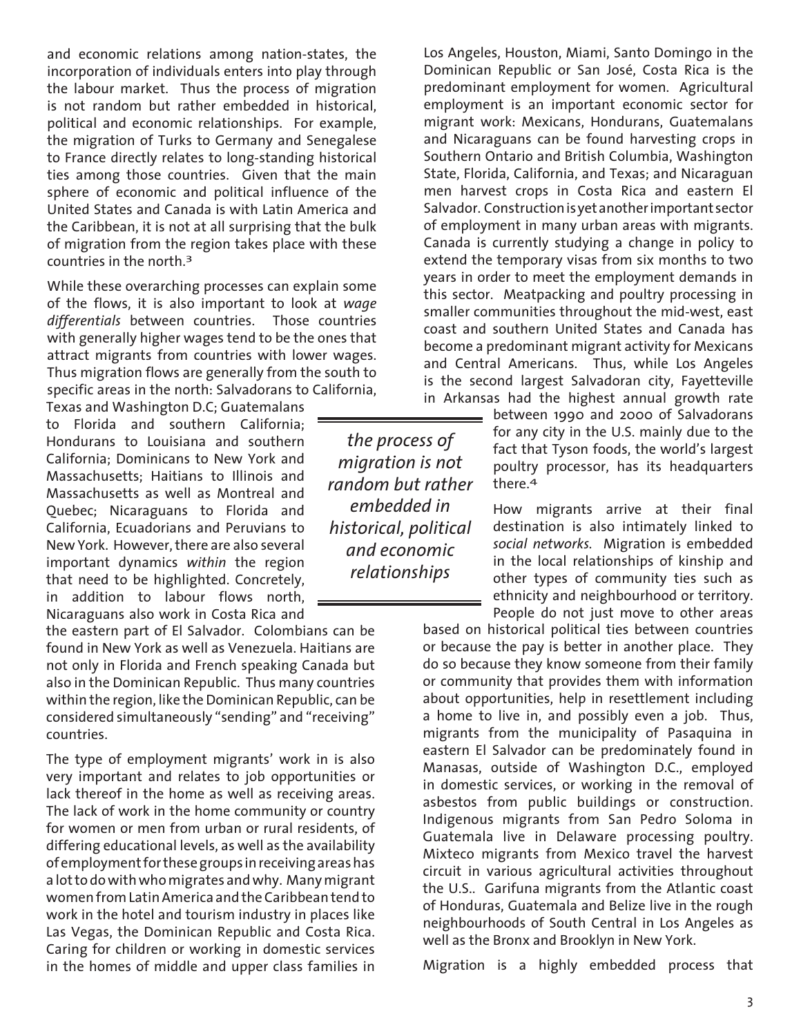and economic relations among nation-states, the incorporation of individuals enters into play through the labour market. Thus the process of migration is not random but rather embedded in historical, political and economic relationships. For example, the migration of Turks to Germany and Senegalese to France directly relates to long-standing historical ties among those countries. Given that the main sphere of economic and political influence of the United States and Canada is with Latin America and the Caribbean, it is not at all surprising that the bulk of migration from the region takes place with these countries in the north.[3]

While these overarching processes can explain some of the flows, it is also important to look at *wage differentials* between countries. Those countries with generally higher wages tend to be the ones that attract migrants from countries with lower wages. Thus migration flows are generally from the south to specific areas in the north: Salvadorans to California, Texas and Washington D.C; Guatemalans to Florida and southern California; Hondurans to Louisiana and southern California; Dominicans to New York and Massachusetts; Haitians to Illinois and Massachusetts as well as Montreal and Quebec; Nicaraguans to Florida and California, Ecuadorians and Peruvians to New York. However, there are also several important dynamics *within* the region that need to be highlighted. Concretely, in addition to labour flows north, Nicaraguans also work in Costa Rica and the eastern part of El Salvador. Colombians can be found in New York as well as Venezuela. Haitians are not only in Florida and French speaking Canada but also in the Dominican Republic. Thus many countries within the region, like the Dominican Republic, can be considered simultaneously "sending" and "receiving" countries.

*the process of migration is not random but rather embedded in historical, political and economic relationships*

The type of employment migrants' work in is also very important and relates to job opportunities or lack thereof in the home as well as receiving areas. The lack of work in the home community or country for women or men from urban or rural residents, of differing educational levels, as well as the availability of employment for these groups in receiving areas has a lot to do with who migrates and why. Many migrant women from Latin America and the Caribbean tend to work in the hotel and tourism industry in places like Las Vegas, the Dominican Republic and Costa Rica. Caring for children or working in domestic services in the homes of middle and upper class families in Los Angeles, Houston, Miami, Santo Domingo in the Dominican Republic or San José, Costa Rica is the predominant employment for women. Agricultural employment is an important economic sector for migrant work: Mexicans, Hondurans, Guatemalans and Nicaraguans can be found harvesting crops in Southern Ontario and British Columbia, Washington State, Florida, California, and Texas; and Nicaraguan men harvest crops in Costa Rica and eastern El Salvador. Construction is yet another important sector of employment in many urban areas with migrants. Canada is currently studying a change in policy to extend the temporary visas from six months to two years in order to meet the employment demands in this sector. Meatpacking and poultry processing in smaller communities throughout the mid-west, east coast and southern United States and Canada has become a predominant migrant activity for Mexicans and Central Americans. Thus, while Los Angeles is the second largest Salvadoran city, Fayetteville in Arkansas had the highest annual growth rate between 1990 and 2000 of Salvadorans for any city in the U.S. mainly due to the fact that Tyson foods, the world's largest poultry processor, has its headquarters there.[4]

How migrants arrive at their final destination is also intimately linked to *social networks*. Migration is embedded in the local relationships of kinship and other types of community ties such as ethnicity and neighbourhood or territory. People do not just move to other areas based on historical political ties between countries or because the pay is better in another place. They do so because they know someone from their family or community that provides them with information about opportunities, help in resettlement including a home to live in, and possibly even a job. Thus, migrants from the municipality of Pasaquina in eastern El Salvador can be predominately found in Manasas, outside of Washington D.C., employed in domestic services, or working in the removal of asbestos from public buildings or construction. Indigenous migrants from San Pedro Soloma in Guatemala live in Delaware processing poultry. Mixteco migrants from Mexico travel the harvest circuit in various agricultural activities throughout the U.S.. Garifuna migrants from the Atlantic coast of Honduras, Guatemala and Belize live in the rough neighbourhoods of South Central in Los Angeles as well as the Bronx and Brooklyn in New York.

Migration is a highly embedded process that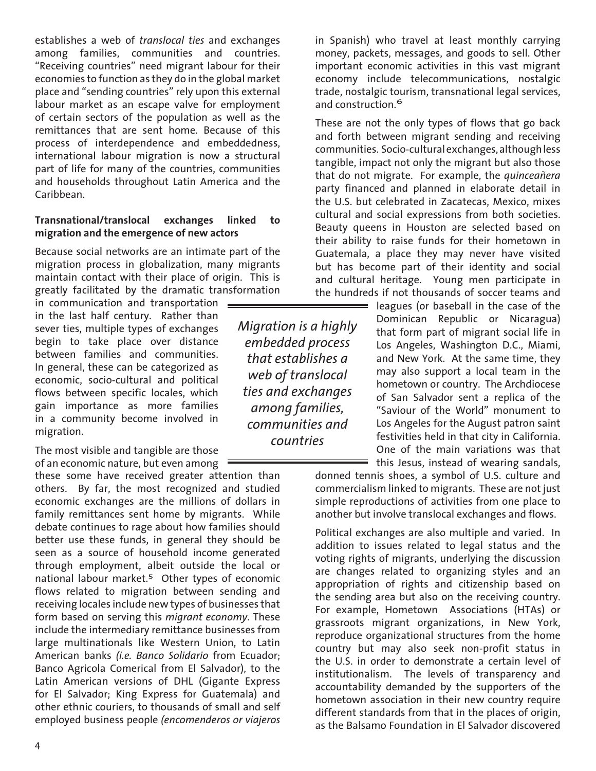establishes a web of *translocal ties* and exchanges among families, communities and countries. "Receiving countries" need migrant labour for their economies to function as they do in the global market place and "sending countries" rely upon this external labour market as an escape valve for employment of certain sectors of the population as well as the remittances that are sent home. Because of this process of interdependence and embeddedness, international labour migration is now a structural part of life for many of the countries, communities and households throughout Latin America and the Caribbean.

**Transnational/translocal exchanges linked to migration and the emergence of new actors**

Because social networks are an intimate part of the migration process in globalization, many migrants maintain contact with their place of origin. This is greatly facilitated by the dramatic transformation in communication and transportation in the last half century. Rather than sever ties, multiple types of exchanges begin to take place over distance between families and communities. In general, these can be categorized as economic, socio-cultural and political flows between specific locales, which gain importance as more families in a community become involved in migration.

*Migration is a highly embedded process that establishes a web of translocal ties and exchanges among families, communities and countries*

The most visible and tangible are those of an economic nature, but even among these some have received greater attention than others. By far, the most recognized and studied economic exchanges are the millions of dollars in family remittances sent home by migrants. While debate continues to rage about how families should better use these funds, in general they should be seen as a source of household income generated through employment, albeit outside the local or national labour market.[5] Other types of economic flows related to migration between sending and receiving locales include new types of businesses that form based on serving this *migrant economy*. These include the intermediary remittance businesses from large multinationals like Western Union, to Latin American banks *(i.e. Banco Solidario* from Ecuador; Banco Agricola Comerical from El Salvador), to the Latin American versions of DHL (Gigante Express for El Salvador; King Express for Guatemala) and other ethnic couriers, to thousands of small and self employed business people *(encomenderos or viajeros* in Spanish) who travel at least monthly carrying money, packets, messages, and goods to sell. Other important economic activities in this vast migrant economy include telecommunications, nostalgic trade, nostalgic tourism, transnational legal services, and construction.[6]

These are not the only types of flows that go back and forth between migrant sending and receiving communities. Socio-cultural exchanges, although less tangible, impact not only the migrant but also those that do not migrate. For example, the *quinceañera* party financed and planned in elaborate detail in the U.S. but celebrated in Zacatecas, Mexico, mixes cultural and social expressions from both societies. Beauty queens in Houston are selected based on their ability to raise funds for their hometown in Guatemala, a place they may never have visited but has become part of their identity and social and cultural heritage. Young men participate in the hundreds if not thousands of soccer teams and leagues (or baseball in the case of the Dominican Republic or Nicaragua) that form part of migrant social life in Los Angeles, Washington D.C., Miami, and New York. At the same time, they may also support a local team in the hometown or country. The Archdiocese of San Salvador sent a replica of the "Saviour of the World" monument to Los Angeles for the August patron saint festivities held in that city in California. One of the main variations was that this Jesus, instead of wearing sandals, donned tennis shoes, a symbol of U.S. culture and commercialism linked to migrants. These are not just simple reproductions of activities from one place to another but involve translocal exchanges and flows.

Political exchanges are also multiple and varied. In addition to issues related to legal status and the voting rights of migrants, underlying the discussion are changes related to organizing styles and an appropriation of rights and citizenship based on the sending area but also on the receiving country. For example, Hometown Associations (HTAs) or grassroots migrant organizations, in New York, reproduce organizational structures from the home country but may also seek non-profit status in the U.S. in order to demonstrate a certain level of institutionalism. The levels of transparency and accountability demanded by the supporters of the hometown association in their new country require different standards from that in the places of origin, as the Balsamo Foundation in El Salvador discovered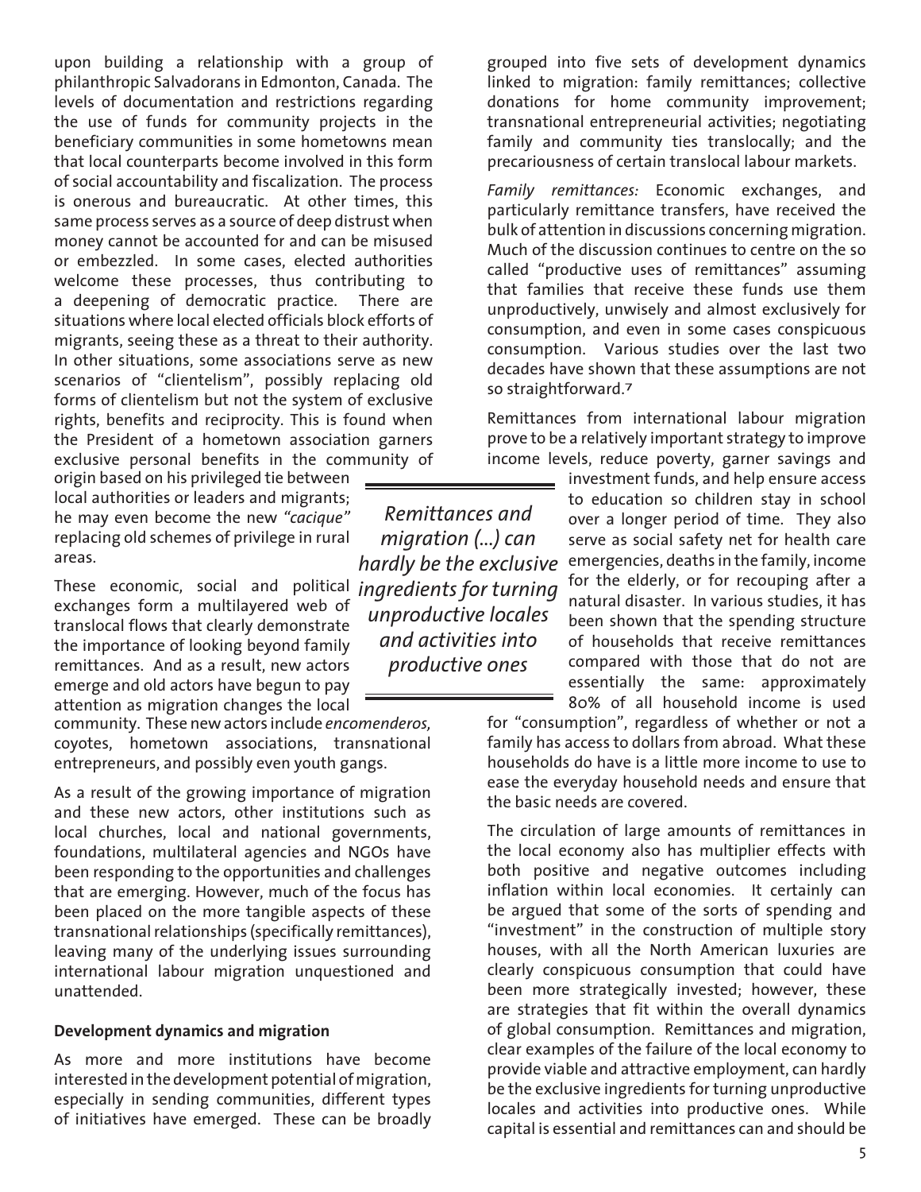upon building a relationship with a group of philanthropic Salvadorans in Edmonton, Canada. The levels of documentation and restrictions regarding the use of funds for community projects in the beneficiary communities in some hometowns mean that local counterparts become involved in this form of social accountability and fiscalization. The process is onerous and bureaucratic. At other times, this same process serves as a source of deep distrust when money cannot be accounted for and can be misused or embezzled. In some cases, elected authorities welcome these processes, thus contributing to a deepening of democratic practice. There are situations where local elected officials block efforts of migrants, seeing these as a threat to their authority. In other situations, some associations serve as new scenarios of "clientelism", possibly replacing old forms of clientelism but not the system of exclusive rights, benefits and reciprocity. This is found when the President of a hometown association garners exclusive personal benefits in the community of origin based on his privileged tie between local authorities or leaders and migrants; he may even become the new *"cacique"* replacing old schemes of privilege in rural areas.

These economic, social and political exchanges form a multilayered web of translocal flows that clearly demonstrate the importance of looking beyond family remittances. And as a result, new actors emerge and old actors have begun to pay attention as migration changes the local community. These new actors include *encomenderos,* coyotes, hometown associations, transnational entrepreneurs, and possibly even youth gangs.

As a result of the growing importance of migration and these new actors, other institutions such as local churches, local and national governments, foundations, multilateral agencies and NGOs have been responding to the opportunities and challenges that are emerging. However, much of the focus has been placed on the more tangible aspects of these transnational relationships (specifically remittances), leaving many of the underlying issues surrounding international labour migration unquestioned and unattended.

**Development dynamics and migration**

As more and more institutions have become interested in the development potential of migration, especially in sending communities, different types of initiatives have emerged. These can be broadly grouped into five sets of development dynamics linked to migration: family remittances; collective donations for home community improvement; transnational entrepreneurial activities; negotiating family and community ties translocally; and the precariousness of certain translocal labour markets.

*Family remittances:* Economic exchanges, and particularly remittance transfers, have received the bulk of attention in discussions concerning migration. Much of the discussion continues to centre on the so called "productive uses of remittances" assuming that families that receive these funds use them unproductively, unwisely and almost exclusively for consumption, and even in some cases conspicuous consumption. Various studies over the last two decades have shown that these assumptions are not so straightforward.[7]

Remittances from international labour migration prove to be a relatively important strategy to improve income levels, reduce poverty, garner savings and investment funds, and help ensure access to education so children stay in school over a longer period of time. They also serve as social safety net for health care emergencies, deaths in the family, income for the elderly, or for recouping after a natural disaster. In various studies, it has been shown that the spending structure of households that receive remittances compared with those that do not are essentially the same: approximately 80% of all household income is used for "consumption", regardless of whether or not a family has access to dollars from abroad. What these households do have is a little more income to use to ease the everyday household needs and ensure that the basic needs are covered.

> *Remittances and migration (...) can hardly be the exclusive ingredients for turning unproductive locales and activities into productive ones*

The circulation of large amounts of remittances in the local economy also has multiplier effects with both positive and negative outcomes including inflation within local economies. It certainly can be argued that some of the sorts of spending and "investment" in the construction of multiple story houses, with all the North American luxuries are clearly conspicuous consumption that could have been more strategically invested; however, these are strategies that fit within the overall dynamics of global consumption. Remittances and migration, clear examples of the failure of the local economy to provide viable and attractive employment, can hardly be the exclusive ingredients for turning unproductive locales and activities into productive ones. While capital is essential and remittances can and should be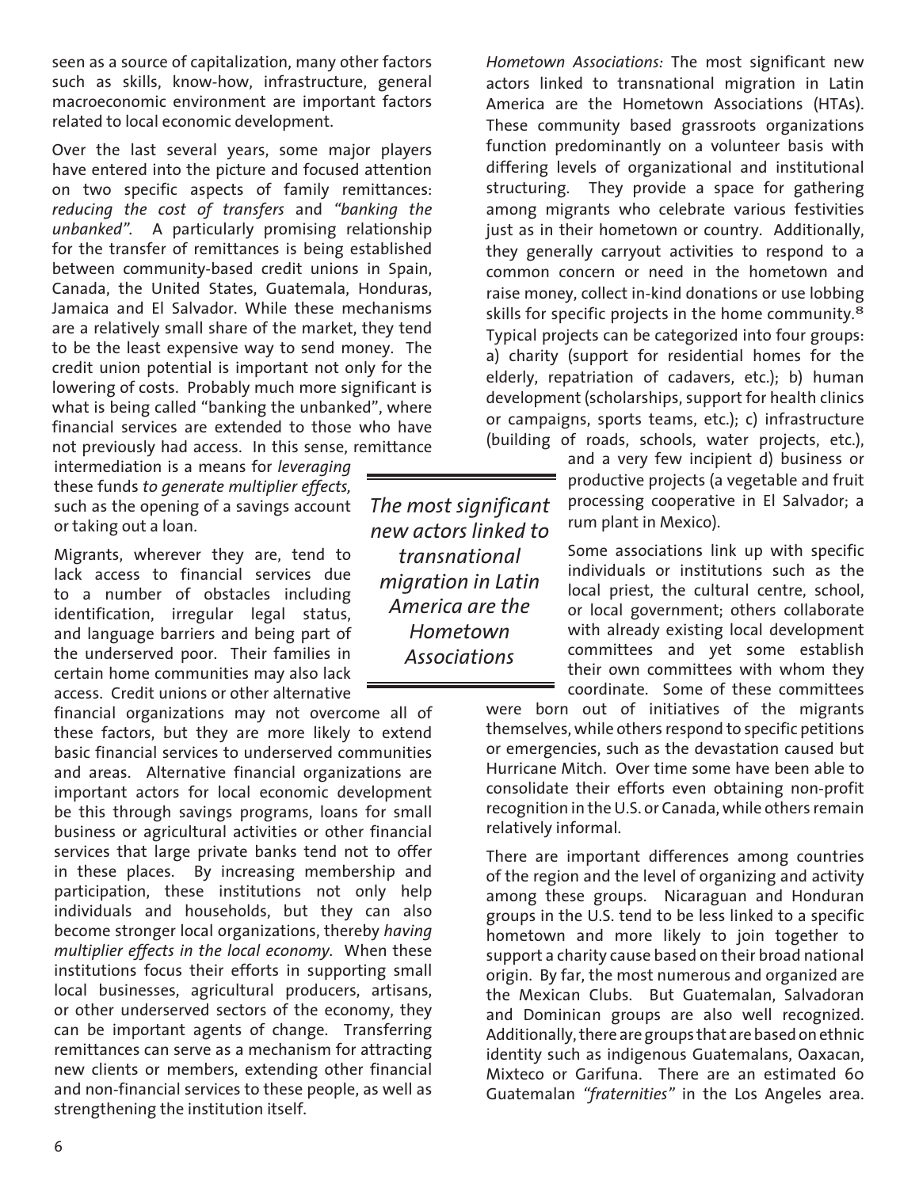seen as a source of capitalization, many other factors such as skills, know-how, infrastructure, general macroeconomic environment are important factors related to local economic development.

Over the last several years, some major players have entered into the picture and focused attention on two specific aspects of family remittances: *reducing the cost of transfers* and *"banking the unbanked".* A particularly promising relationship for the transfer of remittances is being established between community-based credit unions in Spain, Canada, the United States, Guatemala, Honduras, Jamaica and El Salvador. While these mechanisms are a relatively small share of the market, they tend to be the least expensive way to send money. The credit union potential is important not only for the lowering of costs. Probably much more significant is what is being called "banking the unbanked", where financial services are extended to those who have not previously had access. In this sense, remittance intermediation is a means for *leveraging* these funds *to generate multiplier effects,* such as the opening of a savings account or taking out a loan.

Migrants, wherever they are, tend to lack access to financial services due to a number of obstacles including identification, irregular legal status, and language barriers and being part of the underserved poor. Their families in certain home communities may also lack access. Credit unions or other alternative financial organizations may not overcome all of these factors, but they are more likely to extend basic financial services to underserved communities and areas. Alternative financial organizations are important actors for local economic development be this through savings programs, loans for small business or agricultural activities or other financial services that large private banks tend not to offer in these places. By increasing membership and participation, these institutions not only help individuals and households, but they can also become stronger local organizations, thereby *having multiplier effects in the local economy*. When these institutions focus their efforts in supporting small local businesses, agricultural producers, artisans, or other underserved sectors of the economy, they can be important agents of change. Transferring remittances can serve as a mechanism for attracting new clients or members, extending other financial and non-financial services to these people, as well as strengthening the institution itself.

*Hometown Associations:* The most significant new actors linked to transnational migration in Latin America are the Hometown Associations (HTAs). These community based grassroots organizations function predominantly on a volunteer basis with differing levels of organizational and institutional structuring. They provide a space for gathering among migrants who celebrate various festivities just as in their hometown or country. Additionally, they generally carryout activities to respond to a common concern or need in the hometown and raise money, collect in-kind donations or use lobbing skills for specific projects in the home community.[8] Typical projects can be categorized into four groups: a) charity (support for residential homes for the elderly, repatriation of cadavers, etc.); b) human development (scholarships, support for health clinics or campaigns, sports teams, etc.); c) infrastructure (building of roads, schools, water projects, etc.), and a very few incipient d) business or productive projects (a vegetable and fruit processing cooperative in El Salvador; a rum plant in Mexico).

> *The most significant new actors linked to transnational migration in Latin America are the Hometown Associations*

Some associations link up with specific individuals or institutions such as the local priest, the cultural centre, school, or local government; others collaborate with already existing local development committees and yet some establish their own committees with whom they coordinate. Some of these committees were born out of initiatives of the migrants themselves, while others respond to specific petitions or emergencies, such as the devastation caused but Hurricane Mitch. Over time some have been able to consolidate their efforts even obtaining non-profit recognition in the U.S. or Canada, while others remain relatively informal.

There are important differences among countries of the region and the level of organizing and activity among these groups. Nicaraguan and Honduran groups in the U.S. tend to be less linked to a specific hometown and more likely to join together to support a charity cause based on their broad national origin. By far, the most numerous and organized are the Mexican Clubs. But Guatemalan, Salvadoran and Dominican groups are also well recognized. Additionally, there are groups that are based on ethnic identity such as indigenous Guatemalans, Oaxacan, Mixteco or Garifuna. There are an estimated 60 Guatemalan *"fraternities"* in the Los Angeles area.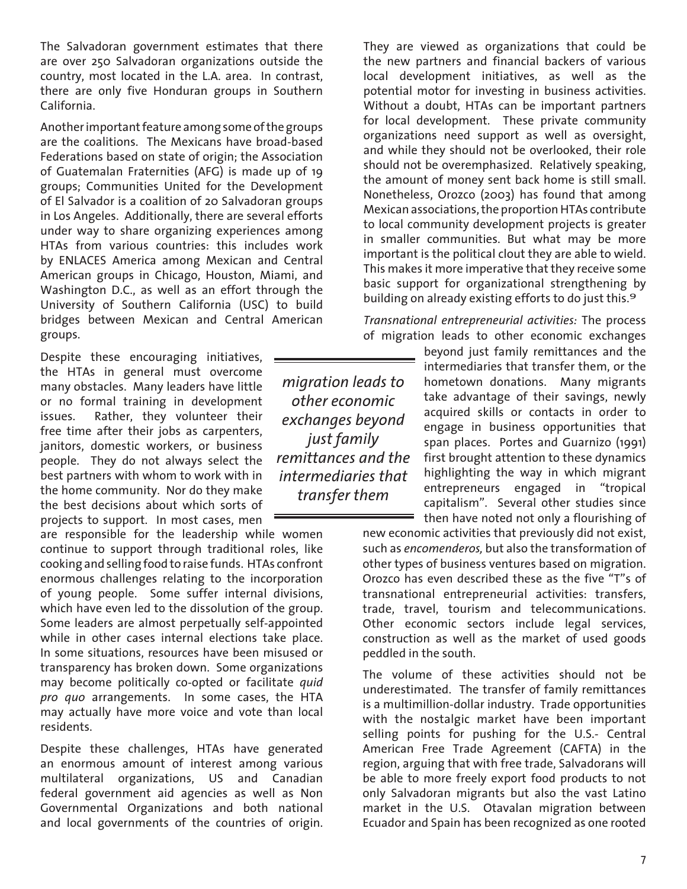The Salvadoran government estimates that there are over 250 Salvadoran organizations outside the country, most located in the L.A. area. In contrast, there are only five Honduran groups in Southern California.

Another important feature among some of the groups are the coalitions. The Mexicans have broad-based Federations based on state of origin; the Association of Guatemalan Fraternities (AFG) is made up of 19 groups; Communities United for the Development of El Salvador is a coalition of 20 Salvadoran groups in Los Angeles. Additionally, there are several efforts under way to share organizing experiences among HTAs from various countries: this includes work by ENLACES America among Mexican and Central American groups in Chicago, Houston, Miami, and Washington D.C., as well as an effort through the University of Southern California (USC) to build bridges between Mexican and Central American groups.

Despite these encouraging initiatives, the HTAs in general must overcome many obstacles. Many leaders have little or no formal training in development issues. Rather, they volunteer their free time after their jobs as carpenters, janitors, domestic workers, or business people. They do not always select the best partners with whom to work with in the home community. Nor do they make the best decisions about which sorts of projects to support. In most cases, men are responsible for the leadership while women continue to support through traditional roles, like cooking and selling food to raise funds. HTAs confront enormous challenges relating to the incorporation of young people. Some suffer internal divisions, which have even led to the dissolution of the group. Some leaders are almost perpetually self-appointed while in other cases internal elections take place. In some situations, resources have been misused or transparency has broken down. Some organizations may become politically co-opted or facilitate *quid pro quo* arrangements. In some cases, the HTA may actually have more voice and vote than local residents.

Despite these challenges, HTAs have generated an enormous amount of interest among various multilateral organizations, US and Canadian federal government aid agencies as well as Non Governmental Organizations and both national and local governments of the countries of origin. They are viewed as organizations that could be the new partners and financial backers of various local development initiatives, as well as the potential motor for investing in business activities. Without a doubt, HTAs can be important partners for local development. These private community organizations need support as well as oversight, and while they should not be overlooked, their role should not be overemphasized. Relatively speaking, the amount of money sent back home is still small. Nonetheless, Orozco (2003) has found that among Mexican associations, the proportion HTAs contribute to local community development projects is greater in smaller communities. But what may be more important is the political clout they are able to wield. This makes it more imperative that they receive some basic support for organizational strengthening by building on already existing efforts to do just this.[9]

*migration leads to other economic exchanges beyond just family remittances and the intermediaries that transfer them*

*Transnational entrepreneurial activities:* The process of migration leads to other economic exchanges beyond just family remittances and the intermediaries that transfer them, or the hometown donations. Many migrants take advantage of their savings, newly acquired skills or contacts in order to engage in business opportunities that span places. Portes and Guarnizo (1991) first brought attention to these dynamics highlighting the way in which migrant entrepreneurs engaged in "tropical capitalism". Several other studies since then have noted not only a flourishing of new economic activities that previously did not exist, such as *encomenderos,* but also the transformation of other types of business ventures based on migration. Orozco has even described these as the five "T"s of transnational entrepreneurial activities: transfers, trade, travel, tourism and telecommunications. Other economic sectors include legal services, construction as well as the market of used goods peddled in the south.

The volume of these activities should not be underestimated. The transfer of family remittances is a multimillion-dollar industry. Trade opportunities with the nostalgic market have been important selling points for pushing for the U.S.- Central American Free Trade Agreement (CAFTA) in the region, arguing that with free trade, Salvadorans will be able to more freely export food products to not only Salvadoran migrants but also the vast Latino market in the U.S. Otavalan migration between Ecuador and Spain has been recognized as one rooted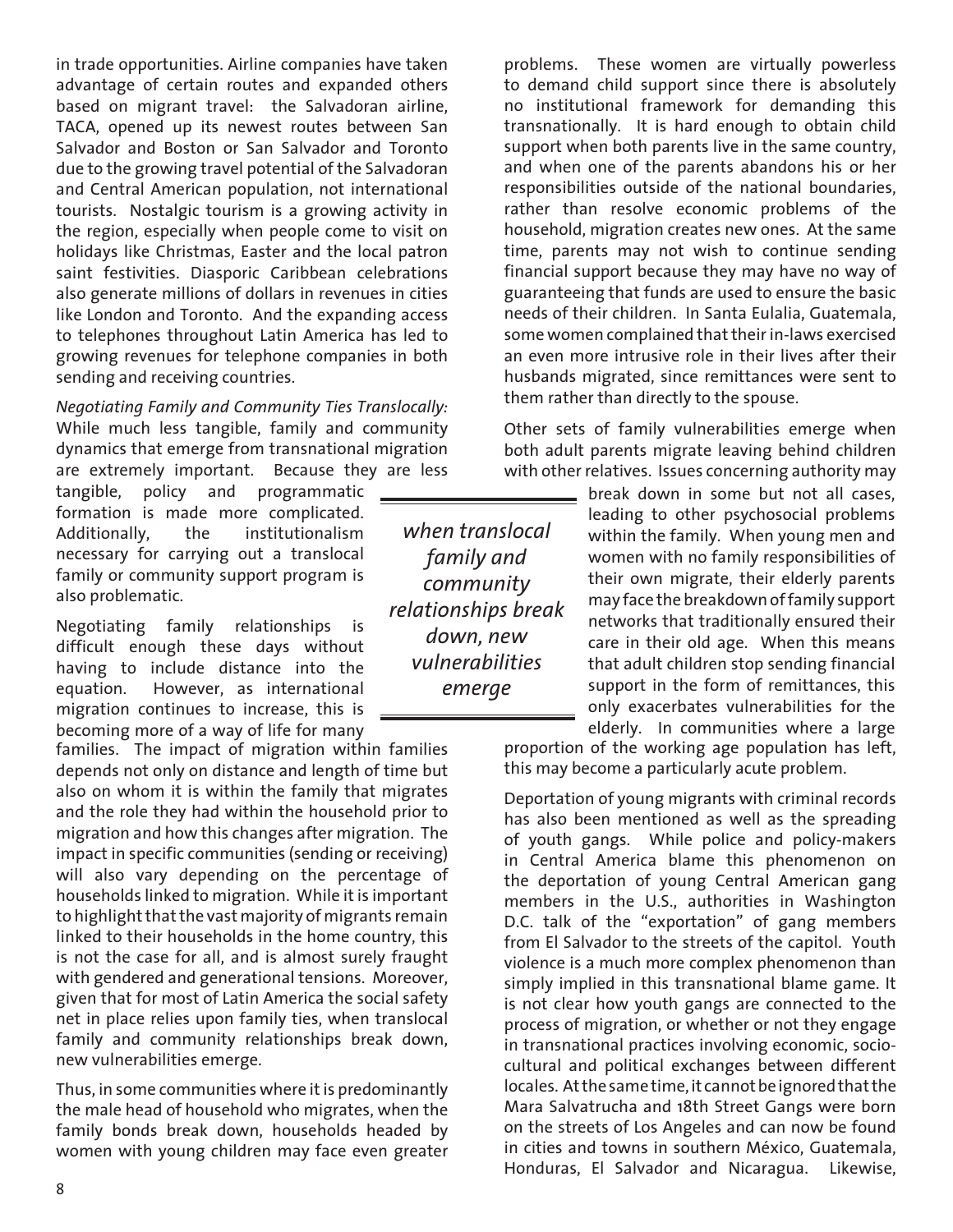in trade opportunities. Airline companies have taken advantage of certain routes and expanded others based on migrant travel: the Salvadoran airline, TACA, opened up its newest routes between San Salvador and Boston or San Salvador and Toronto due to the growing travel potential of the Salvadoran and Central American population, not international tourists. Nostalgic tourism is a growing activity in the region, especially when people come to visit on holidays like Christmas, Easter and the local patron saint festivities. Diasporic Caribbean celebrations also generate millions of dollars in revenues in cities like London and Toronto. And the expanding access to telephones throughout Latin America has led to growing revenues for telephone companies in both sending and receiving countries.

*Negotiating Family and Community Ties Translocally:* While much less tangible, family and community dynamics that emerge from transnational migration are extremely important. Because they are less tangible, policy and programmatic formation is made more complicated. Additionally, the institutionalism necessary for carrying out a translocal family or community support program is also problematic.

Negotiating family relationships is difficult enough these days without having to include distance into the equation. However, as international migration continues to increase, this is becoming more of a way of life for many families. The impact of migration within families depends not only on distance and length of time but also on whom it is within the family that migrates and the role they had within the household prior to migration and how this changes after migration. The impact in specific communities (sending or receiving) will also vary depending on the percentage of households linked to migration. While it is important to highlight that the vast majority of migrants remain linked to their households in the home country, this is not the case for all, and is almost surely fraught with gendered and generational tensions. Moreover, given that for most of Latin America the social safety net in place relies upon family ties, when translocal family and community relationships break down, new vulnerabilities emerge.

Thus, in some communities where it is predominantly the male head of household who migrates, when the family bonds break down, households headed by women with young children may face even greater problems. These women are virtually powerless to demand child support since there is absolutely no institutional framework for demanding this transnationally. It is hard enough to obtain child support when both parents live in the same country, and when one of the parents abandons his or her responsibilities outside of the national boundaries, rather than resolve economic problems of the household, migration creates new ones. At the same time, parents may not wish to continue sending financial support because they may have no way of guaranteeing that funds are used to ensure the basic needs of their children. In Santa Eulalia, Guatemala, some women complained that their in-laws exercised an even more intrusive role in their lives after their husbands migrated, since remittances were sent to them rather than directly to the spouse.

Other sets of family vulnerabilities emerge when both adult parents migrate leaving behind children with other relatives. Issues concerning authority may break down in some but not all cases, leading to other psychosocial problems within the family. When young men and women with no family responsibilities of their own migrate, their elderly parents may face the breakdown of family support networks that traditionally ensured their care in their old age. When this means that adult children stop sending financial support in the form of remittances, this only exacerbates vulnerabilities for the elderly. In communities where a large proportion of the working age population has left, this may become a particularly acute problem.

> *when translocal family and community relationships break down, new vulnerabilities emerge*

Deportation of young migrants with criminal records has also been mentioned as well as the spreading of youth gangs. While police and policy-makers in Central America blame this phenomenon on the deportation of young Central American gang members in the U.S., authorities in Washington D.C. talk of the "exportation" of gang members from El Salvador to the streets of the capitol. Youth violence is a much more complex phenomenon than simply implied in this transnational blame game. It is not clear how youth gangs are connected to the process of migration, or whether or not they engage in transnational practices involving economic, socio-cultural and political exchanges between different locales. At the same time, it cannot be ignored that the Mara Salvatrucha and 18th Street Gangs were born on the streets of Los Angeles and can now be found in cities and towns in southern México, Guatemala, Honduras, El Salvador and Nicaragua. Likewise,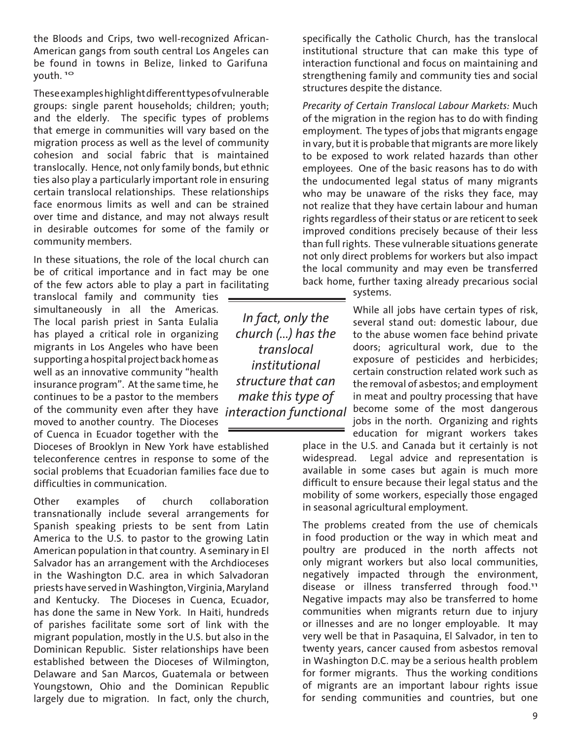the Bloods and Crips, two well-recognized African-American gangs from south central Los Angeles can be found in towns in Belize, linked to Garifuna youth.[10]

These examples highlight different types of vulnerable groups: single parent households; children; youth; and the elderly. The specific types of problems that emerge in communities will vary based on the migration process as well as the level of community cohesion and social fabric that is maintained translocally. Hence, not only family bonds, but ethnic ties also play a particularly important role in ensuring certain translocal relationships. These relationships face enormous limits as well and can be strained over time and distance, and may not always result in desirable outcomes for some of the family or community members.

In these situations, the role of the local church can be of critical importance and in fact may be one of the few actors able to play a part in facilitating translocal family and community ties simultaneously in all the Americas. The local parish priest in Santa Eulalia has played a critical role in organizing migrants in Los Angeles who have been supporting a hospital project back home as well as an innovative community "health insurance program". At the same time, he continues to be a pastor to the members of the community even after they have moved to another country. The Dioceses of Cuenca in Ecuador together with the Dioceses of Brooklyn in New York have established teleconference centres in response to some of the social problems that Ecuadorian families face due to difficulties in communication.

> *In fact, only the church (...) has the translocal institutional structure that can make this type of interaction functional*

Other examples of church collaboration transnationally include several arrangements for Spanish speaking priests to be sent from Latin America to the U.S. to pastor to the growing Latin American population in that country. A seminary in El Salvador has an arrangement with the Archdioceses in the Washington D.C. area in which Salvadoran priests have served in Washington, Virginia, Maryland and Kentucky. The Dioceses in Cuenca, Ecuador, has done the same in New York. In Haiti, hundreds of parishes facilitate some sort of link with the migrant population, mostly in the U.S. but also in the Dominican Republic. Sister relationships have been established between the Dioceses of Wilmington, Delaware and San Marcos, Guatemala or between Youngstown, Ohio and the Dominican Republic largely due to migration. In fact, only the church, specifically the Catholic Church, has the translocal institutional structure that can make this type of interaction functional and focus on maintaining and strengthening family and community ties and social structures despite the distance.

*Precarity of Certain Translocal Labour Markets:* Much of the migration in the region has to do with finding employment. The types of jobs that migrants engage in vary, but it is probable that migrants are more likely to be exposed to work related hazards than other employees. One of the basic reasons has to do with the undocumented legal status of many migrants who may be unaware of the risks they face, may not realize that they have certain labour and human rights regardless of their status or are reticent to seek improved conditions precisely because of their less than full rights. These vulnerable situations generate not only direct problems for workers but also impact the local community and may even be transferred back home, further taxing already precarious social systems.

While all jobs have certain types of risk, several stand out: domestic labour, due to the abuse women face behind private doors; agricultural work, due to the exposure of pesticides and herbicides; certain construction related work such as the removal of asbestos; and employment in meat and poultry processing that have become some of the most dangerous jobs in the north. Organizing and rights education for migrant workers takes place in the U.S. and Canada but it certainly is not widespread. Legal advice and representation is available in some cases but again is much more difficult to ensure because their legal status and the mobility of some workers, especially those engaged in seasonal agricultural employment.

The problems created from the use of chemicals in food production or the way in which meat and poultry are produced in the north affects not only migrant workers but also local communities, negatively impacted through the environment, disease or illness transferred through food.[11] Negative impacts may also be transferred to home communities when migrants return due to injury or illnesses and are no longer employable. It may very well be that in Pasaquina, El Salvador, in ten to twenty years, cancer caused from asbestos removal in Washington D.C. may be a serious health problem for former migrants. Thus the working conditions of migrants are an important labour rights issue for sending communities and countries, but one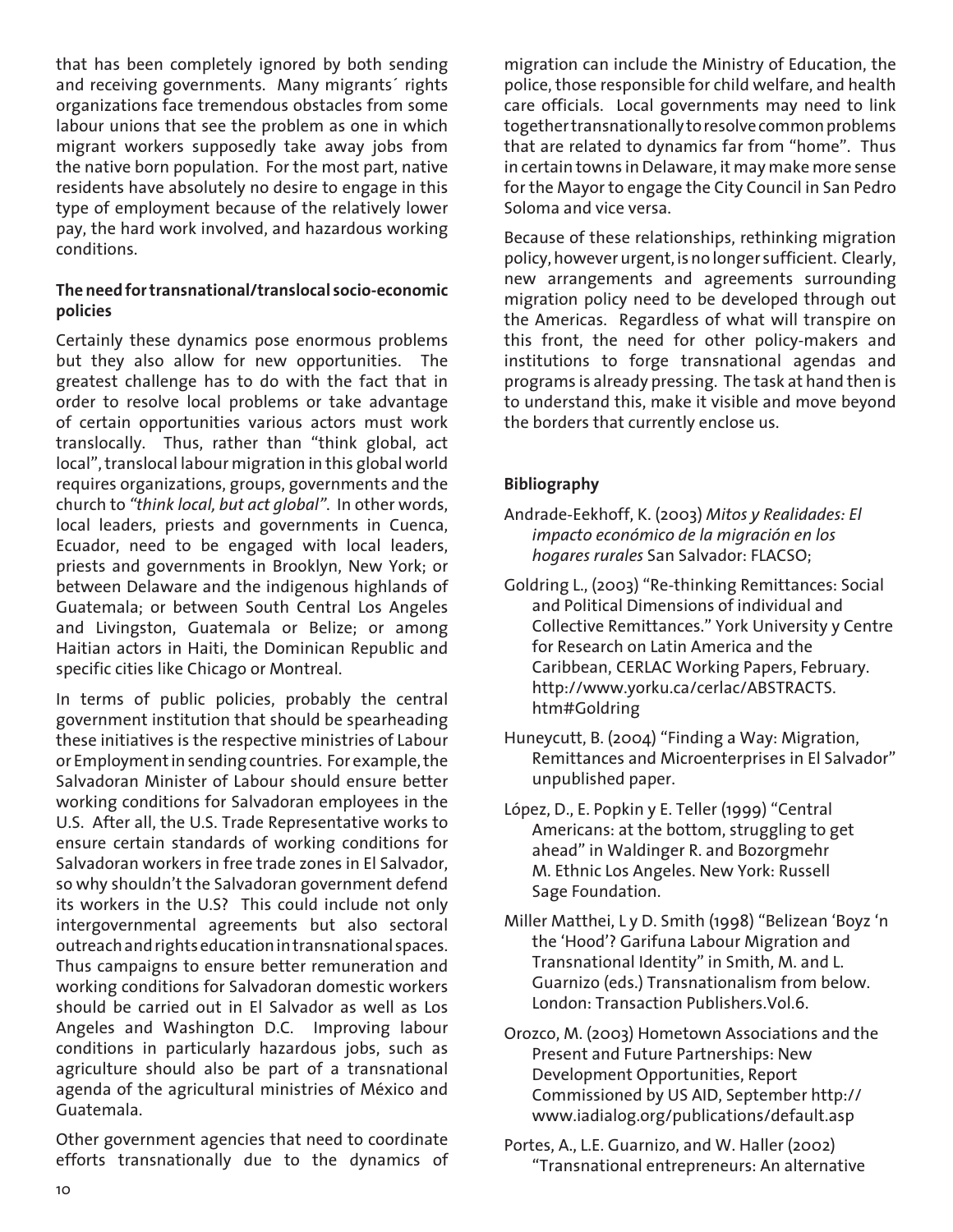that has been completely ignored by both sending and receiving governments. Many migrants´ rights organizations face tremendous obstacles from some labour unions that see the problem as one in which migrant workers supposedly take away jobs from the native born population. For the most part, native residents have absolutely no desire to engage in this type of employment because of the relatively lower pay, the hard work involved, and hazardous working conditions.

### The need for transnational/translocal socio-economic policies

Certainly these dynamics pose enormous problems but they also allow for new opportunities. The greatest challenge has to do with the fact that in order to resolve local problems or take advantage of certain opportunities various actors must work translocally. Thus, rather than "think global, act local", translocal labour migration in this global world requires organizations, groups, governments and the church to *"think local, but act global"*. In other words, local leaders, priests and governments in Cuenca, Ecuador, need to be engaged with local leaders, priests and governments in Brooklyn, New York; or between Delaware and the indigenous highlands of Guatemala; or between South Central Los Angeles and Livingston, Guatemala or Belize; or among Haitian actors in Haiti, the Dominican Republic and specific cities like Chicago or Montreal.

In terms of public policies, probably the central government institution that should be spearheading these initiatives is the respective ministries of Labour or Employment in sending countries. For example, the Salvadoran Minister of Labour should ensure better working conditions for Salvadoran employees in the U.S. After all, the U.S. Trade Representative works to ensure certain standards of working conditions for Salvadoran workers in free trade zones in El Salvador, so why shouldn't the Salvadoran government defend its workers in the U.S? This could include not only intergovernmental agreements but also sectoral outreach and rights education in transnational spaces. Thus campaigns to ensure better remuneration and working conditions for Salvadoran domestic workers should be carried out in El Salvador as well as Los Angeles and Washington D.C. Improving labour conditions in particularly hazardous jobs, such as agriculture should also be part of a transnational agenda of the agricultural ministries of México and Guatemala.

Other government agencies that need to coordinate efforts transnationally due to the dynamics of migration can include the Ministry of Education, the police, those responsible for child welfare, and health care officials. Local governments may need to link together transnationally to resolve common problems that are related to dynamics far from "home". Thus in certain towns in Delaware, it may make more sense for the Mayor to engage the City Council in San Pedro Soloma and vice versa.

Because of these relationships, rethinking migration policy, however urgent, is no longer sufficient. Clearly, new arrangements and agreements surrounding migration policy need to be developed through out the Americas. Regardless of what will transpire on this front, the need for other policy-makers and institutions to forge transnational agendas and programs is already pressing. The task at hand then is to understand this, make it visible and move beyond the borders that currently enclose us.

### Bibliography

Andrade-Eekhoff, K. (2003) *Mitos y Realidades: El impacto económico de la migración en los hogares rurales* San Salvador: FLACSO;

Goldring L., (2003) "Re-thinking Remittances: Social and Political Dimensions of individual and Collective Remittances." York University y Centre for Research on Latin America and the Caribbean, CERLAC Working Papers, February. http://www.yorku.ca/cerlac/ABSTRACTS.htm#Goldring

Huneycutt, B. (2004) "Finding a Way: Migration, Remittances and Microenterprises in El Salvador" unpublished paper.

López, D., E. Popkin y E. Teller (1999) "Central Americans: at the bottom, struggling to get ahead" in Waldinger R. and Bozorgmehr M. Ethnic Los Angeles. New York: Russell Sage Foundation.

Miller Matthei, L y D. Smith (1998) "Belizean 'Boyz 'n the 'Hood'? Garifuna Labour Migration and Transnational Identity" in Smith, M. and L. Guarnizo (eds.) Transnationalism from below. London: Transaction Publishers.Vol.6.

Orozco, M. (2003) Hometown Associations and the Present and Future Partnerships: New Development Opportunities, Report Commissioned by US AID, September http://www.iadialog.org/publications/default.asp

Portes, A., L.E. Guarnizo, and W. Haller (2002) "Transnational entrepreneurs: An alternative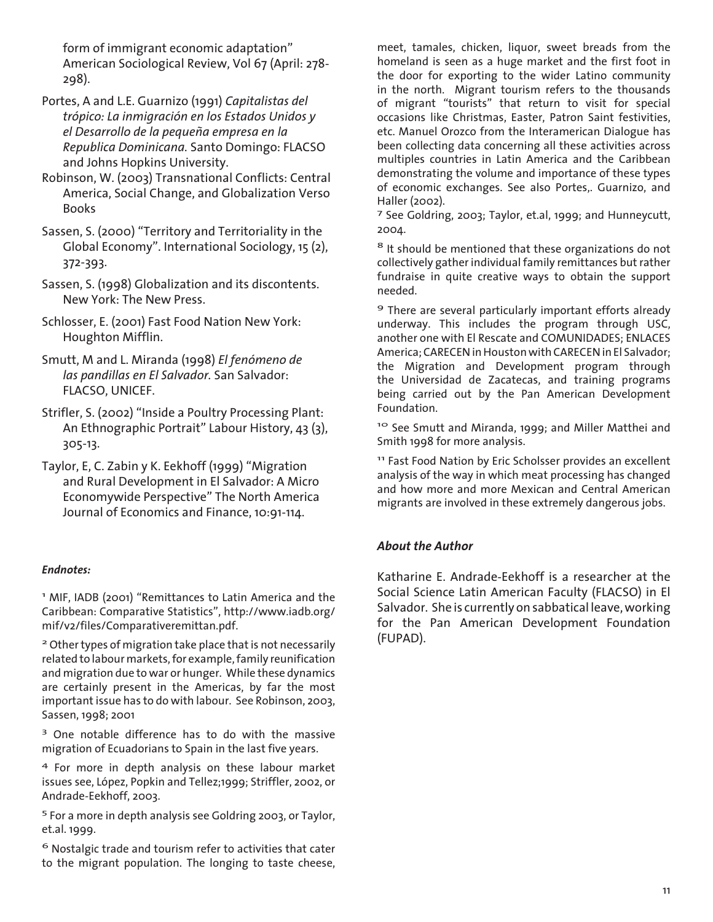form of immigrant economic adaptation" American Sociological Review, Vol 67 (April: 278-298).

Portes, A and L.E. Guarnizo (1991) *Capitalistas del trópico: La inmigración en los Estados Unidos y el Desarrollo de la pequeña empresa en la Republica Dominicana.* Santo Domingo: FLACSO and Johns Hopkins University.

Robinson, W. (2003) Transnational Conflicts: Central America, Social Change, and Globalization Verso Books

Sassen, S. (2000) "Territory and Territoriality in the Global Economy". International Sociology, 15 (2), 372-393.

Sassen, S. (1998) Globalization and its discontents. New York: The New Press.

Schlosser, E. (2001) Fast Food Nation New York: Houghton Mifflin.

Smutt, M and L. Miranda (1998) *El fenómeno de las pandillas en El Salvador.* San Salvador: FLACSO, UNICEF.

Strifler, S. (2002) "Inside a Poultry Processing Plant: An Ethnographic Portrait" Labour History, 43 (3), 305-13.

Taylor, E, C. Zabin y K. Eekhoff (1999) "Migration and Rural Development in El Salvador: A Micro Economywide Perspective" The North America Journal of Economics and Finance, 10:91-114.

***Endnotes:***

[1] MIF, IADB (2001) "Remittances to Latin America and the Caribbean: Comparative Statistics", http://www.iadb.org/mif/v2/files/Comparativeremittan.pdf.

[2] Other types of migration take place that is not necessarily related to labour markets, for example, family reunification and migration due to war or hunger. While these dynamics are certainly present in the Americas, by far the most important issue has to do with labour. See Robinson, 2003, Sassen, 1998; 2001

[3] One notable difference has to do with the massive migration of Ecuadorians to Spain in the last five years.

[4] For more in depth analysis on these labour market issues see, López, Popkin and Tellez;1999; Striffler, 2002, or Andrade-Eekhoff, 2003.

[5] For a more in depth analysis see Goldring 2003, or Taylor, et.al. 1999.

[6] Nostalgic trade and tourism refer to activities that cater to the migrant population. The longing to taste cheese, meet, tamales, chicken, liquor, sweet breads from the homeland is seen as a huge market and the first foot in the door for exporting to the wider Latino community in the north. Migrant tourism refers to the thousands of migrant "tourists" that return to visit for special occasions like Christmas, Easter, Patron Saint festivities, etc. Manuel Orozco from the Interamerican Dialogue has been collecting data concerning all these activities across multiples countries in Latin America and the Caribbean demonstrating the volume and importance of these types of economic exchanges. See also Portes,. Guarnizo, and Haller (2002).

[7] See Goldring, 2003; Taylor, et.al, 1999; and Hunneycutt, 2004.

[8] It should be mentioned that these organizations do not collectively gather individual family remittances but rather fundraise in quite creative ways to obtain the support needed.

[9] There are several particularly important efforts already underway. This includes the program through USC, another one with El Rescate and COMUNIDADES; ENLACES America; CARECEN in Houston with CARECEN in El Salvador; the Migration and Development program through the Universidad de Zacatecas, and training programs being carried out by the Pan American Development Foundation.

[10] See Smutt and Miranda, 1999; and Miller Matthei and Smith 1998 for more analysis.

[11] Fast Food Nation by Eric Scholsser provides an excellent analysis of the way in which meat processing has changed and how more and more Mexican and Central American migrants are involved in these extremely dangerous jobs.

***About the Author***

Katharine E. Andrade-Eekhoff is a researcher at the Social Science Latin American Faculty (FLACSO) in El Salvador. She is currently on sabbatical leave, working for the Pan American Development Foundation (FUPAD).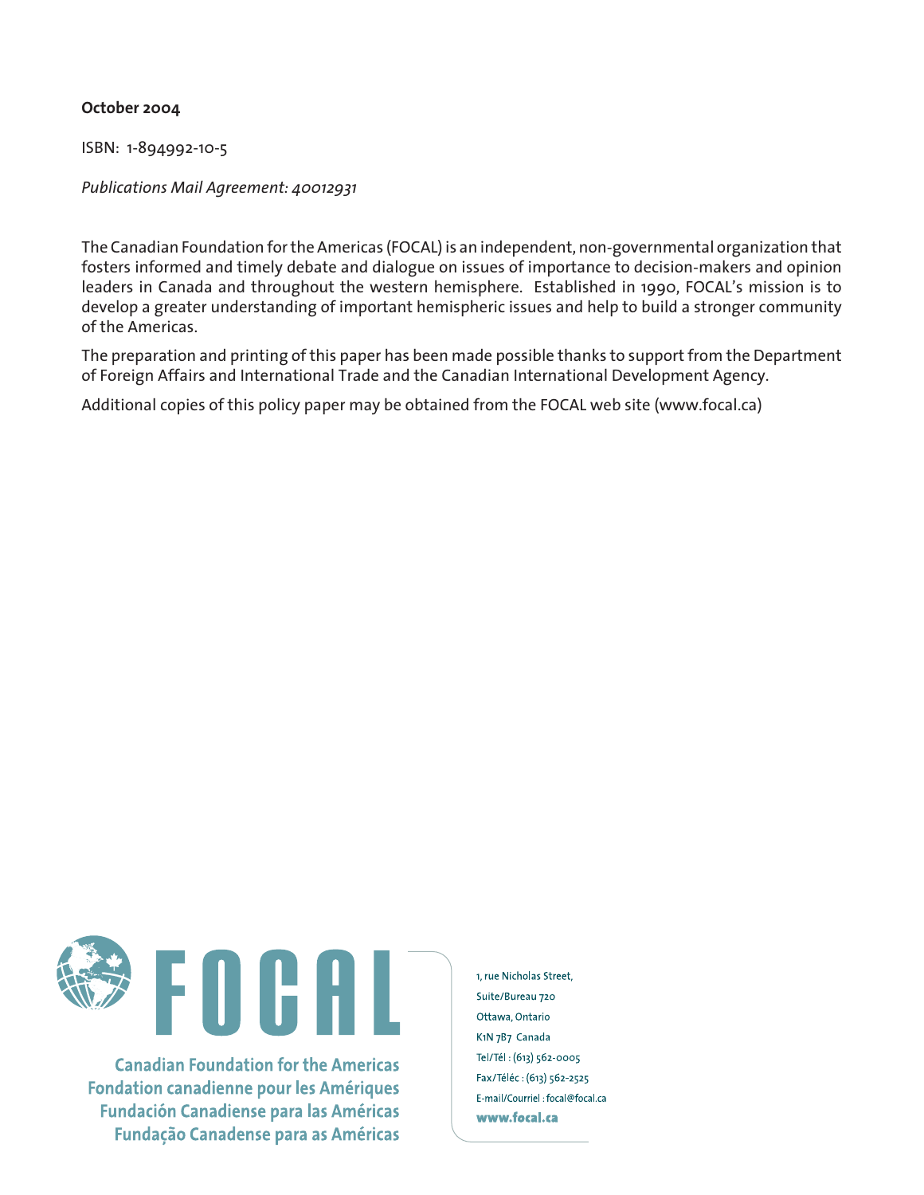**October 2004**

ISBN: 1-894992-10-5

*Publications Mail Agreement: 40012931*

The Canadian Foundation for the Americas (FOCAL) is an independent, non-governmental organization that fosters informed and timely debate and dialogue on issues of importance to decision-makers and opinion leaders in Canada and throughout the western hemisphere. Established in 1990, FOCAL's mission is to develop a greater understanding of important hemispheric issues and help to build a stronger community of the Americas.

The preparation and printing of this paper has been made possible thanks to support from the Department of Foreign Affairs and International Trade and the Canadian International Development Agency.

Additional copies of this policy paper may be obtained from the FOCAL web site (www.focal.ca)

FOCAL

Canadian Foundation for the Americas
Fondation canadienne pour les Amériques
Fundación Canadiense para las Américas
Fundação Canadense para as Américas

1, rue Nicholas Street,
Suite/Bureau 720
Ottawa, Ontario
K1N 7B7 Canada
Tel/Tél : (613) 562-0005
Fax/Téléc : (613) 562-2525
E-mail/Courriel : focal@focal.ca
**www.focal.ca**